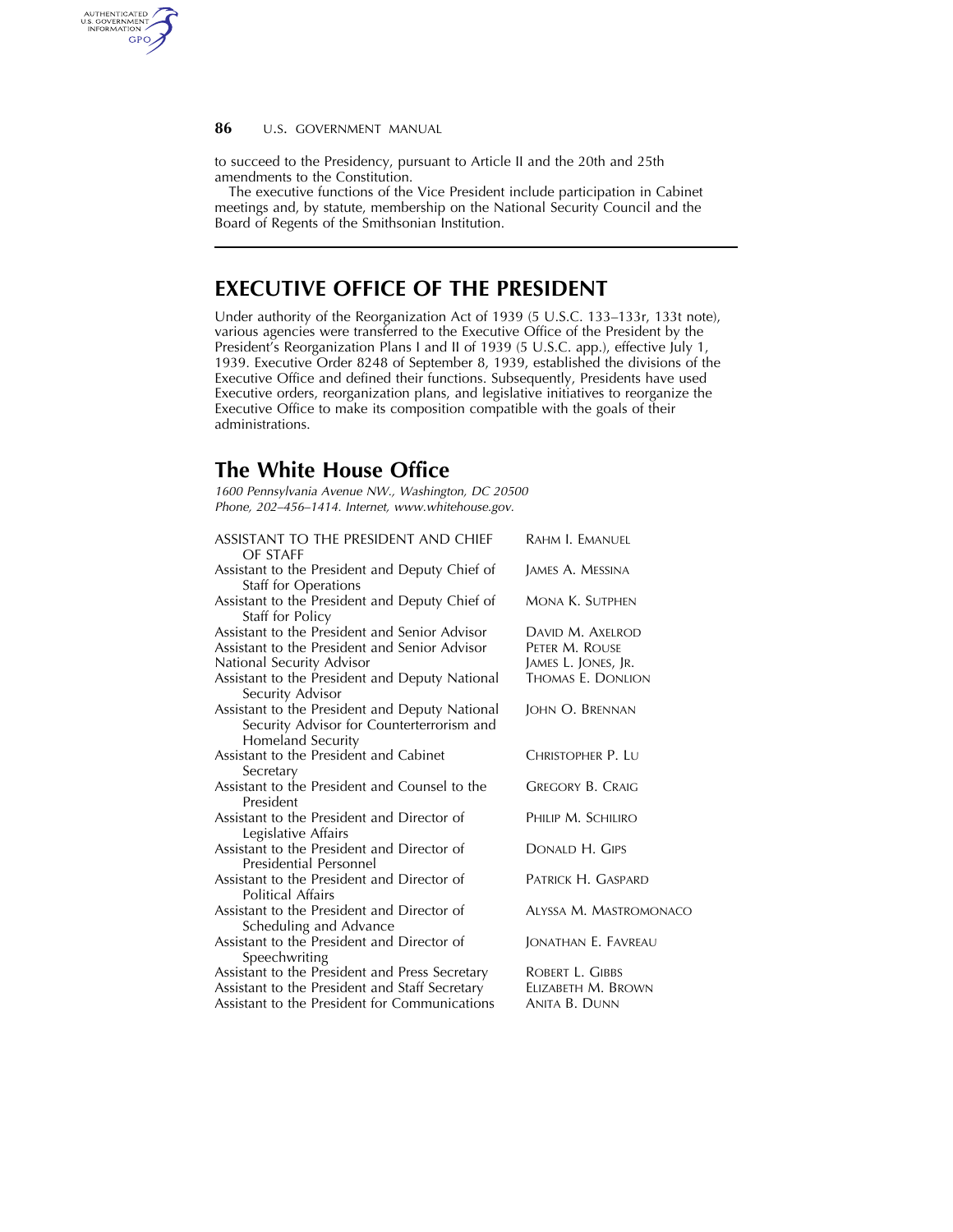to succeed to the Presidency, pursuant to Article II and the 20th and 25th amendments to the Constitution.

The executive functions of the Vice President include participation in Cabinet meetings and, by statute, membership on the National Security Council and the Board of Regents of the Smithsonian Institution.

---

# EXECUTIVE OFFICE OF THE PRESIDENT

Under authority of the Reorganization Act of 1939 (5 U.S.C. 133–133r, 133t note), various agencies were transferred to the Executive Office of the President by the President's Reorganization Plans I and II of 1939 (5 U.S.C. app.), effective July 1, 1939. Executive Order 8248 of September 8, 1939, established the divisions of the Executive Office and defined their functions. Subsequently, Presidents have used Executive orders, reorganization plans, and legislative initiatives to reorganize the Executive Office to make its composition compatible with the goals of their administrations.

## The White House Office

*1600 Pennsylvania Avenue NW., Washington, DC 20500*
*Phone, 202–456–1414. Internet, www.whitehouse.gov.*

| | |
|---|---|
| ASSISTANT TO THE PRESIDENT AND CHIEF OF STAFF | RAHM I. EMANUEL |
| Assistant to the President and Deputy Chief of Staff for Operations | JAMES A. MESSINA |
| Assistant to the President and Deputy Chief of Staff for Policy | MONA K. SUTPHEN |
| Assistant to the President and Senior Advisor | DAVID M. AXELROD |
| Assistant to the President and Senior Advisor | PETER M. ROUSE |
| National Security Advisor | JAMES L. JONES, JR. |
| Assistant to the President and Deputy National Security Advisor | THOMAS E. DONLION |
| Assistant to the President and Deputy National Security Advisor for Counterterrorism and Homeland Security | JOHN O. BRENNAN |
| Assistant to the President and Cabinet Secretary | CHRISTOPHER P. LU |
| Assistant to the President and Counsel to the President | GREGORY B. CRAIG |
| Assistant to the President and Director of Legislative Affairs | PHILIP M. SCHILIRO |
| Assistant to the President and Director of Presidential Personnel | DONALD H. GIPS |
| Assistant to the President and Director of Political Affairs | PATRICK H. GASPARD |
| Assistant to the President and Director of Scheduling and Advance | ALYSSA M. MASTROMONACO |
| Assistant to the President and Director of Speechwriting | JONATHAN E. FAVREAU |
| Assistant to the President and Press Secretary | ROBERT L. GIBBS |
| Assistant to the President and Staff Secretary | ELIZABETH M. BROWN |
| Assistant to the President for Communications | ANITA B. DUNN |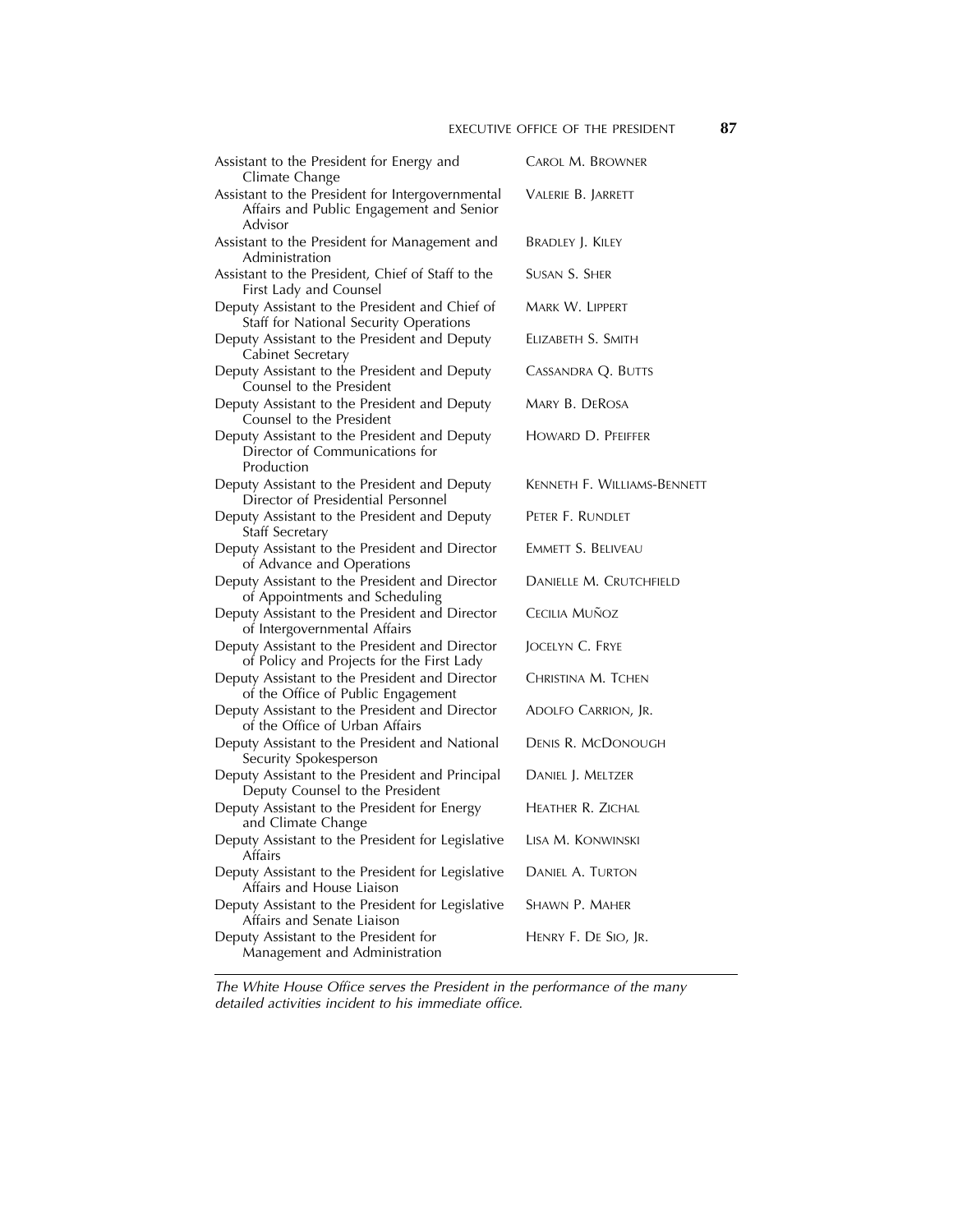| | |
|---|---|
| Assistant to the President for Energy and Climate Change | Carol M. Browner |
| Assistant to the President for Intergovernmental Affairs and Public Engagement and Senior Advisor | Valerie B. Jarrett |
| Assistant to the President for Management and Administration | Bradley J. Kiley |
| Assistant to the President, Chief of Staff to the First Lady and Counsel | Susan S. Sher |
| Deputy Assistant to the President and Chief of Staff for National Security Operations | Mark W. Lippert |
| Deputy Assistant to the President and Deputy Cabinet Secretary | Elizabeth S. Smith |
| Deputy Assistant to the President and Deputy Counsel to the President | Cassandra Q. Butts |
| Deputy Assistant to the President and Deputy Counsel to the President | Mary B. DeRosa |
| Deputy Assistant to the President and Deputy Director of Communications for Production | Howard D. Pfeiffer |
| Deputy Assistant to the President and Deputy Director of Presidential Personnel | Kenneth F. Williams-Bennett |
| Deputy Assistant to the President and Deputy Staff Secretary | Peter F. Rundlet |
| Deputy Assistant to the President and Director of Advance and Operations | Emmett S. Beliveau |
| Deputy Assistant to the President and Director of Appointments and Scheduling | Danielle M. Crutchfield |
| Deputy Assistant to the President and Director of Intergovernmental Affairs | Cecilia Muñoz |
| Deputy Assistant to the President and Director of Policy and Projects for the First Lady | Jocelyn C. Frye |
| Deputy Assistant to the President and Director of the Office of Public Engagement | Christina M. Tchen |
| Deputy Assistant to the President and Director of the Office of Urban Affairs | Adolfo Carrion, Jr. |
| Deputy Assistant to the President and National Security Spokesperson | Denis R. McDonough |
| Deputy Assistant to the President and Principal Deputy Counsel to the President | Daniel J. Meltzer |
| Deputy Assistant to the President for Energy and Climate Change | Heather R. Zichal |
| Deputy Assistant to the President for Legislative Affairs | Lisa M. Konwinski |
| Deputy Assistant to the President for Legislative Affairs and House Liaison | Daniel A. Turton |
| Deputy Assistant to the President for Legislative Affairs and Senate Liaison | Shawn P. Maher |
| Deputy Assistant to the President for Management and Administration | Henry F. De Sio, Jr. |

---

*The White House Office serves the President in the performance of the many detailed activities incident to his immediate office.*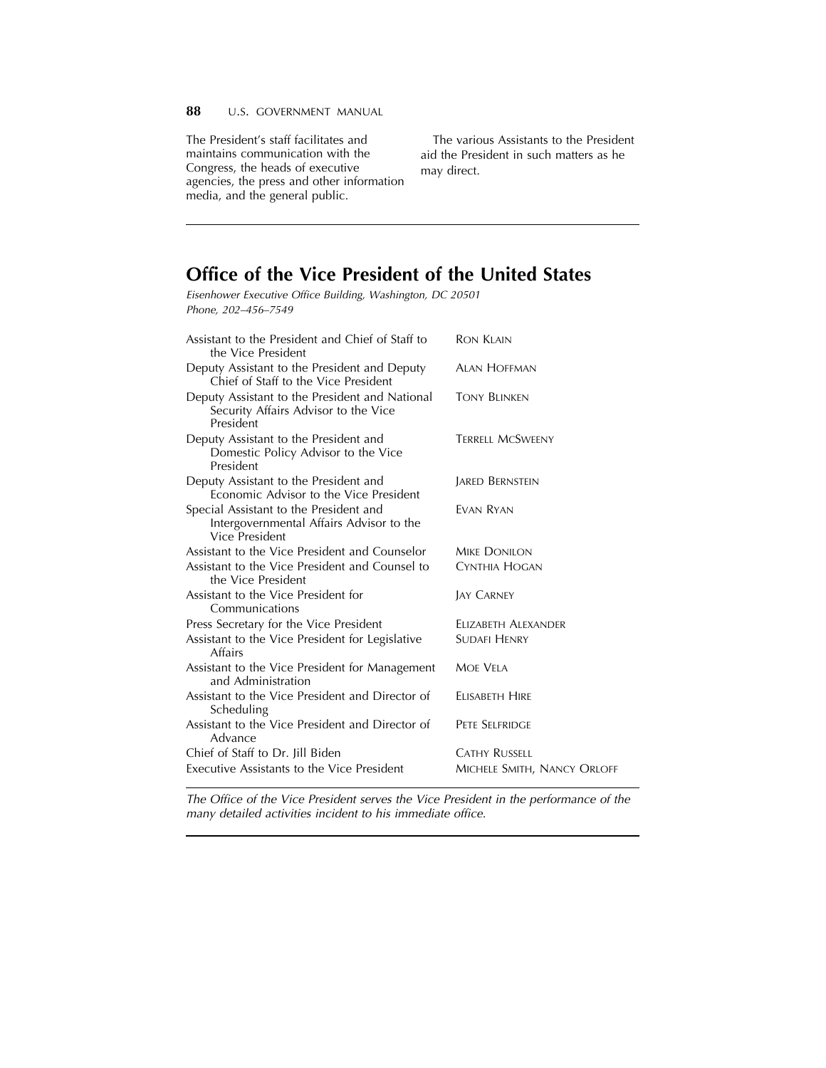The President's staff facilitates and maintains communication with the Congress, the heads of executive agencies, the press and other information media, and the general public.

The various Assistants to the President aid the President in such matters as he may direct.

# Office of the Vice President of the United States

*Eisenhower Executive Office Building, Washington, DC 20501*
*Phone, 202–456–7549*

| | |
|---|---|
| Assistant to the President and Chief of Staff to the Vice President | Ron Klain |
| Deputy Assistant to the President and Deputy Chief of Staff to the Vice President | Alan Hoffman |
| Deputy Assistant to the President and National Security Affairs Advisor to the Vice President | Tony Blinken |
| Deputy Assistant to the President and Domestic Policy Advisor to the Vice President | Terrell McSweeny |
| Deputy Assistant to the President and Economic Advisor to the Vice President | Jared Bernstein |
| Special Assistant to the President and Intergovernmental Affairs Advisor to the Vice President | Evan Ryan |
| Assistant to the Vice President and Counselor | Mike Donilon |
| Assistant to the Vice President and Counsel to the Vice President | Cynthia Hogan |
| Assistant to the Vice President for Communications | Jay Carney |
| Press Secretary for the Vice President | Elizabeth Alexander |
| Assistant to the Vice President for Legislative Affairs | Sudafi Henry |
| Assistant to the Vice President for Management and Administration | Moe Vela |
| Assistant to the Vice President and Director of Scheduling | Elisabeth Hire |
| Assistant to the Vice President and Director of Advance | Pete Selfridge |
| Chief of Staff to Dr. Jill Biden | Cathy Russell |
| Executive Assistants to the Vice President | Michele Smith, Nancy Orloff |

*The Office of the Vice President serves the Vice President in the performance of the many detailed activities incident to his immediate office.*